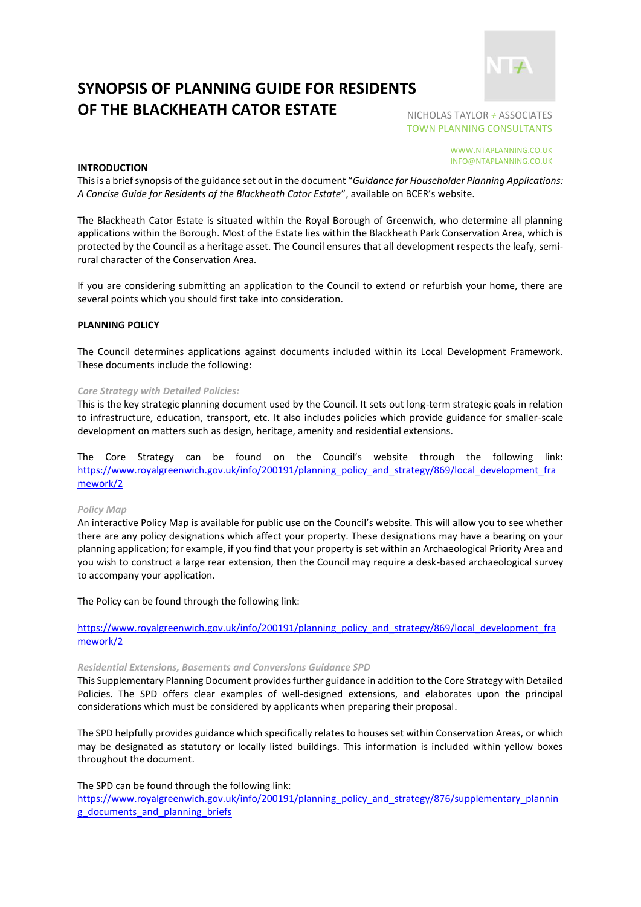# SYNOPSIS OF PLANNING GUIDE FOR RESIDENTS OF THE BLACKHEATH CATOR ESTATE

NICHOLAS TAYLOR + ASSOCIATES
TOWN PLANNING CONSULTANTS

WWW.NTAPLANNING.CO.UK
INFO@NTAPLANNING.CO.UK

## INTRODUCTION

This is a brief synopsis of the guidance set out in the document "*Guidance for Householder Planning Applications: A Concise Guide for Residents of the Blackheath Cator Estate*", available on BCER's website.

The Blackheath Cator Estate is situated within the Royal Borough of Greenwich, who determine all planning applications within the Borough. Most of the Estate lies within the Blackheath Park Conservation Area, which is protected by the Council as a heritage asset. The Council ensures that all development respects the leafy, semi-rural character of the Conservation Area.

If you are considering submitting an application to the Council to extend or refurbish your home, there are several points which you should first take into consideration.

## PLANNING POLICY

The Council determines applications against documents included within its Local Development Framework. These documents include the following:

### *Core Strategy with Detailed Policies:*

This is the key strategic planning document used by the Council. It sets out long-term strategic goals in relation to infrastructure, education, transport, etc. It also includes policies which provide guidance for smaller-scale development on matters such as design, heritage, amenity and residential extensions.

The Core Strategy can be found on the Council's website through the following link: https://www.royalgreenwich.gov.uk/info/200191/planning_policy_and_strategy/869/local_development_framework/2

### *Policy Map*

An interactive Policy Map is available for public use on the Council's website. This will allow you to see whether there are any policy designations which affect your property. These designations may have a bearing on your planning application; for example, if you find that your property is set within an Archaeological Priority Area and you wish to construct a large rear extension, then the Council may require a desk-based archaeological survey to accompany your application.

The Policy can be found through the following link:

https://www.royalgreenwich.gov.uk/info/200191/planning_policy_and_strategy/869/local_development_framework/2

### *Residential Extensions, Basements and Conversions Guidance SPD*

This Supplementary Planning Document provides further guidance in addition to the Core Strategy with Detailed Policies. The SPD offers clear examples of well-designed extensions, and elaborates upon the principal considerations which must be considered by applicants when preparing their proposal.

The SPD helpfully provides guidance which specifically relates to houses set within Conservation Areas, or which may be designated as statutory or locally listed buildings. This information is included within yellow boxes throughout the document.

The SPD can be found through the following link:
https://www.royalgreenwich.gov.uk/info/200191/planning_policy_and_strategy/876/supplementary_planning_documents_and_planning_briefs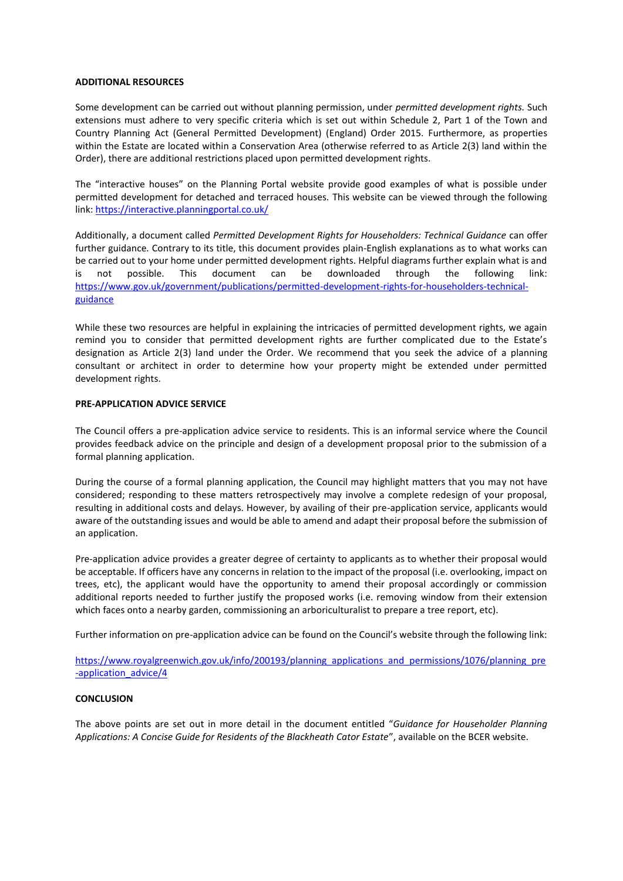**ADDITIONAL RESOURCES**

Some development can be carried out without planning permission, under *permitted development rights.* Such extensions must adhere to very specific criteria which is set out within Schedule 2, Part 1 of the Town and Country Planning Act (General Permitted Development) (England) Order 2015. Furthermore, as properties within the Estate are located within a Conservation Area (otherwise referred to as Article 2(3) land within the Order), there are additional restrictions placed upon permitted development rights.

The "interactive houses" on the Planning Portal website provide good examples of what is possible under permitted development for detached and terraced houses. This website can be viewed through the following link: https://interactive.planningportal.co.uk/

Additionally, a document called *Permitted Development Rights for Householders: Technical Guidance* can offer further guidance. Contrary to its title, this document provides plain-English explanations as to what works can be carried out to your home under permitted development rights. Helpful diagrams further explain what is and is not possible. This document can be downloaded through the following link: https://www.gov.uk/government/publications/permitted-development-rights-for-householders-technical-guidance

While these two resources are helpful in explaining the intricacies of permitted development rights, we again remind you to consider that permitted development rights are further complicated due to the Estate's designation as Article 2(3) land under the Order. We recommend that you seek the advice of a planning consultant or architect in order to determine how your property might be extended under permitted development rights.

**PRE-APPLICATION ADVICE SERVICE**

The Council offers a pre-application advice service to residents. This is an informal service where the Council provides feedback advice on the principle and design of a development proposal prior to the submission of a formal planning application.

During the course of a formal planning application, the Council may highlight matters that you may not have considered; responding to these matters retrospectively may involve a complete redesign of your proposal, resulting in additional costs and delays. However, by availing of their pre-application service, applicants would aware of the outstanding issues and would be able to amend and adapt their proposal before the submission of an application.

Pre-application advice provides a greater degree of certainty to applicants as to whether their proposal would be acceptable. If officers have any concerns in relation to the impact of the proposal (i.e. overlooking, impact on trees, etc), the applicant would have the opportunity to amend their proposal accordingly or commission additional reports needed to further justify the proposed works (i.e. removing window from their extension which faces onto a nearby garden, commissioning an arboriculturalist to prepare a tree report, etc).

Further information on pre-application advice can be found on the Council's website through the following link:

https://www.royalgreenwich.gov.uk/info/200193/planning_applications_and_permissions/1076/planning_pre-application_advice/4

**CONCLUSION**

The above points are set out in more detail in the document entitled "*Guidance for Householder Planning Applications: A Concise Guide for Residents of the Blackheath Cator Estate*", available on the BCER website.